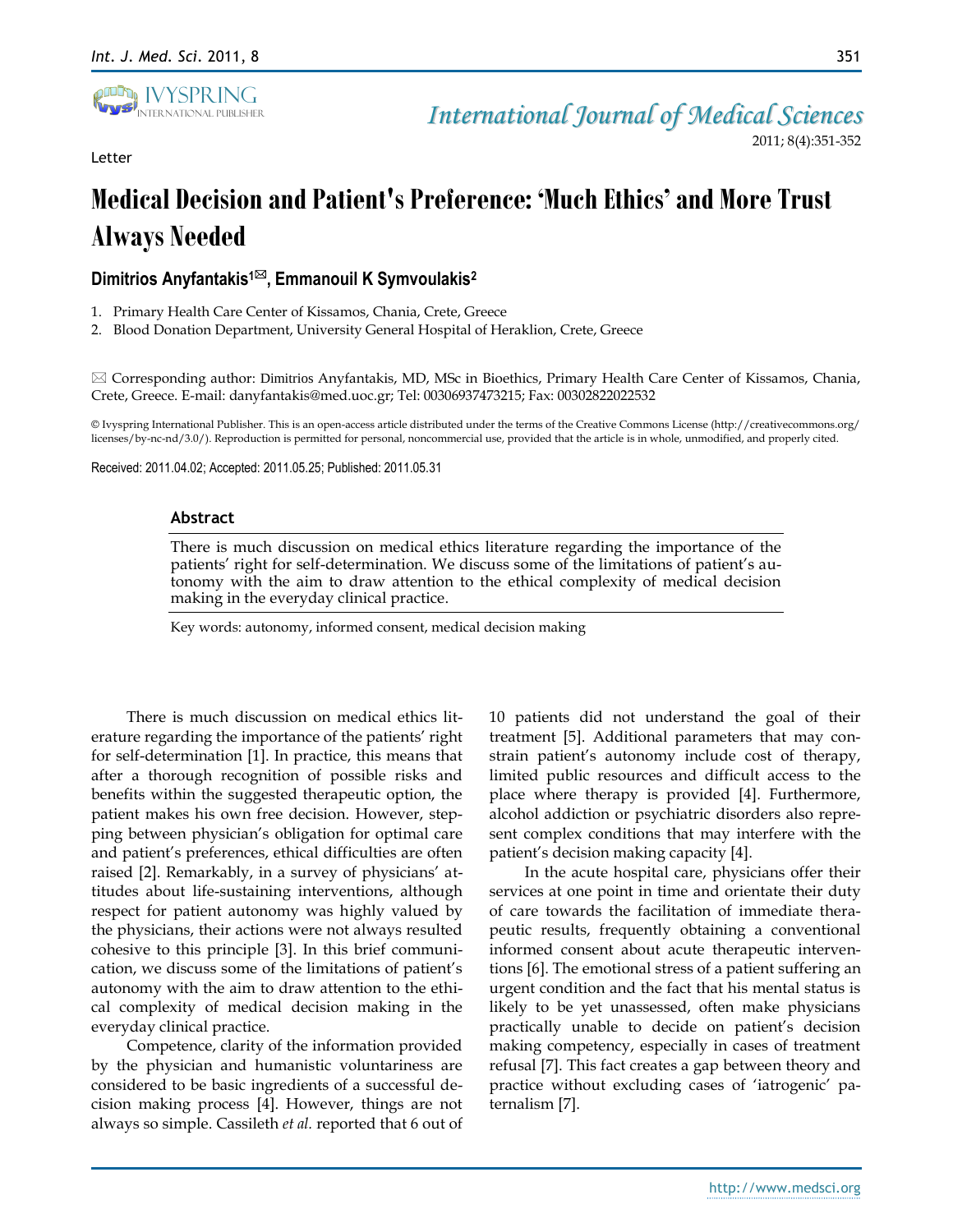Letter

# Medical Decision and Patient's Preference: 'Much Ethics' and More Trust Always Needed

**Dimitrios Anyfantakis[1]✉, Emmanouil K Symvoulakis[2]**

1. Primary Health Care Center of Kissamos, Chania, Crete, Greece
2. Blood Donation Department, University General Hospital of Heraklion, Crete, Greece

✉ Corresponding author: Dimitrios Anyfantakis, MD, MSc in Bioethics, Primary Health Care Center of Kissamos, Chania, Crete, Greece. E-mail: danyfantakis@med.uoc.gr; Tel: 00306937473215; Fax: 00302822022532

© Ivyspring International Publisher. This is an open-access article distributed under the terms of the Creative Commons License (http://creativecommons.org/licenses/by-nc-nd/3.0/). Reproduction is permitted for personal, noncommercial use, provided that the article is in whole, unmodified, and properly cited.

Received: 2011.04.02; Accepted: 2011.05.25; Published: 2011.05.31

## Abstract

There is much discussion on medical ethics literature regarding the importance of the patients' right for self-determination. We discuss some of the limitations of patient's autonomy with the aim to draw attention to the ethical complexity of medical decision making in the everyday clinical practice.

Key words: autonomy, informed consent, medical decision making

There is much discussion on medical ethics literature regarding the importance of the patients' right for self-determination [1]. In practice, this means that after a thorough recognition of possible risks and benefits within the suggested therapeutic option, the patient makes his own free decision. However, stepping between physician's obligation for optimal care and patient's preferences, ethical difficulties are often raised [2]. Remarkably, in a survey of physicians' attitudes about life-sustaining interventions, although respect for patient autonomy was highly valued by the physicians, their actions were not always resulted cohesive to this principle [3]. In this brief communication, we discuss some of the limitations of patient's autonomy with the aim to draw attention to the ethical complexity of medical decision making in the everyday clinical practice.

Competence, clarity of the information provided by the physician and humanistic voluntariness are considered to be basic ingredients of a successful decision making process [4]. However, things are not always so simple. Cassileth *et al.* reported that 6 out of 10 patients did not understand the goal of their treatment [5]. Additional parameters that may constrain patient's autonomy include cost of therapy, limited public resources and difficult access to the place where therapy is provided [4]. Furthermore, alcohol addiction or psychiatric disorders also represent complex conditions that may interfere with the patient's decision making capacity [4].

In the acute hospital care, physicians offer their services at one point in time and orientate their duty of care towards the facilitation of immediate therapeutic results, frequently obtaining a conventional informed consent about acute therapeutic interventions [6]. The emotional stress of a patient suffering an urgent condition and the fact that his mental status is likely to be yet unassessed, often make physicians practically unable to decide on patient's decision making competency, especially in cases of treatment refusal [7]. This fact creates a gap between theory and practice without excluding cases of 'iatrogenic' paternalism [7].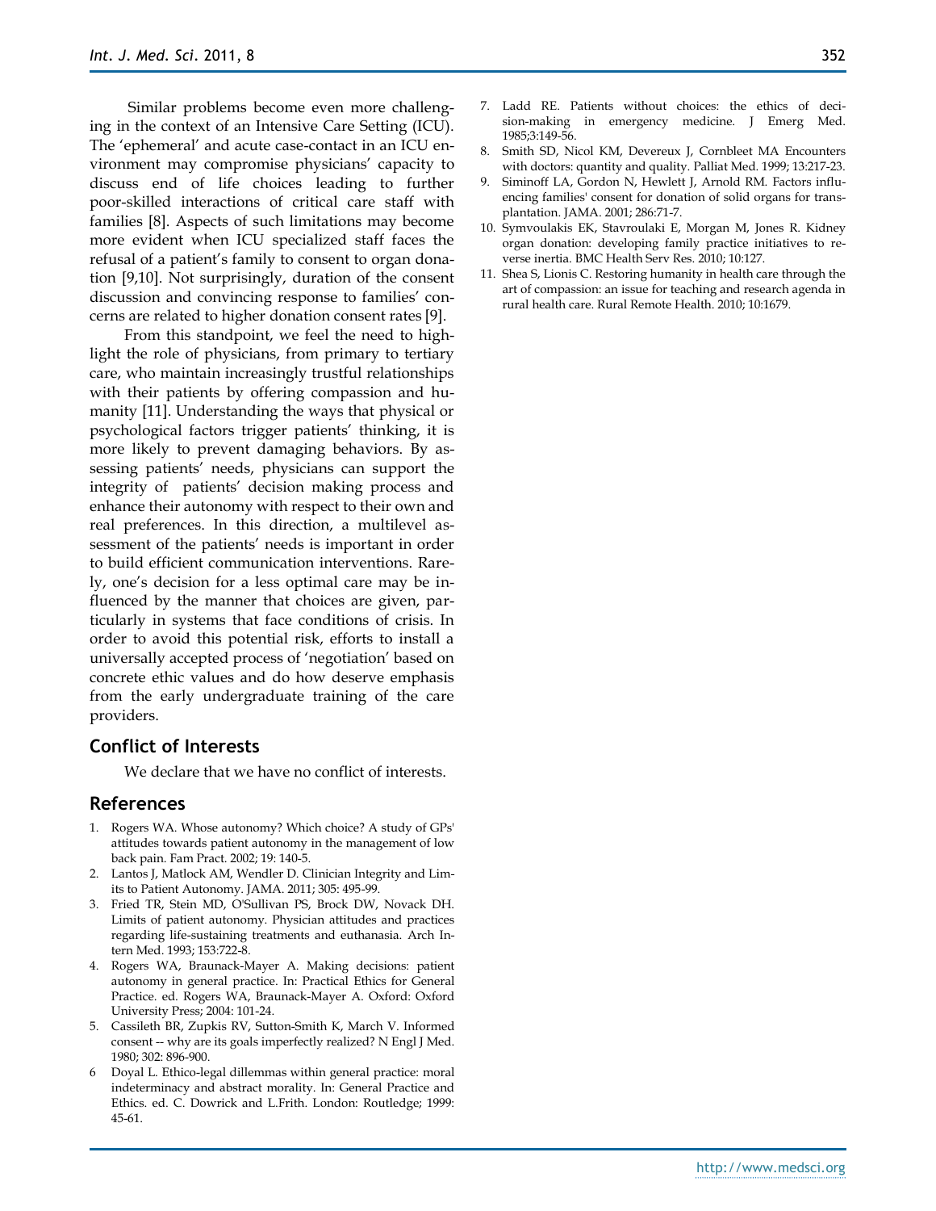Similar problems become even more challenging in the context of an Intensive Care Setting (ICU). The 'ephemeral' and acute case-contact in an ICU environment may compromise physicians' capacity to discuss end of life choices leading to further poor-skilled interactions of critical care staff with families [8]. Aspects of such limitations may become more evident when ICU specialized staff faces the refusal of a patient's family to consent to organ donation [9,10]. Not surprisingly, duration of the consent discussion and convincing response to families' concerns are related to higher donation consent rates [9].

From this standpoint, we feel the need to highlight the role of physicians, from primary to tertiary care, who maintain increasingly trustful relationships with their patients by offering compassion and humanity [11]. Understanding the ways that physical or psychological factors trigger patients' thinking, it is more likely to prevent damaging behaviors. By assessing patients' needs, physicians can support the integrity of patients' decision making process and enhance their autonomy with respect to their own and real preferences. In this direction, a multilevel assessment of the patients' needs is important in order to build efficient communication interventions. Rarely, one's decision for a less optimal care may be influenced by the manner that choices are given, particularly in systems that face conditions of crisis. In order to avoid this potential risk, efforts to install a universally accepted process of 'negotiation' based on concrete ethic values and do how deserve emphasis from the early undergraduate training of the care providers.

## Conflict of Interests

We declare that we have no conflict of interests.

## References

1. Rogers WA. Whose autonomy? Which choice? A study of GPs' attitudes towards patient autonomy in the management of low back pain. Fam Pract. 2002; 19: 140-5.
2. Lantos J, Matlock AM, Wendler D. Clinician Integrity and Limits to Patient Autonomy. JAMA. 2011; 305: 495-99.
3. Fried TR, Stein MD, O'Sullivan PS, Brock DW, Novack DH. Limits of patient autonomy. Physician attitudes and practices regarding life-sustaining treatments and euthanasia. Arch Intern Med. 1993; 153:722-8.
4. Rogers WA, Braunack-Mayer A. Making decisions: patient autonomy in general practice. In: Practical Ethics for General Practice. ed. Rogers WA, Braunack-Mayer A. Oxford: Oxford University Press; 2004: 101-24.
5. Cassileth BR, Zupkis RV, Sutton-Smith K, March V. Informed consent -- why are its goals imperfectly realized? N Engl J Med. 1980; 302: 896-900.
6. Doyal L. Ethico-legal dillemmas within general practice: moral indeterminacy and abstract morality. In: General Practice and Ethics. ed. C. Dowrick and L.Frith. London: Routledge; 1999: 45-61.
7. Ladd RE. Patients without choices: the ethics of decision-making in emergency medicine. J Emerg Med. 1985;3:149-56.
8. Smith SD, Nicol KM, Devereux J, Cornbleet MA Encounters with doctors: quantity and quality. Palliat Med. 1999; 13:217-23.
9. Siminoff LA, Gordon N, Hewlett J, Arnold RM. Factors influencing families' consent for donation of solid organs for transplantation. JAMA. 2001; 286:71-7.
10. Symvoulakis EK, Stavroulaki E, Morgan M, Jones R. Kidney organ donation: developing family practice initiatives to reverse inertia. BMC Health Serv Res. 2010; 10:127.
11. Shea S, Lionis C. Restoring humanity in health care through the art of compassion: an issue for teaching and research agenda in rural health care. Rural Remote Health. 2010; 10:1679.